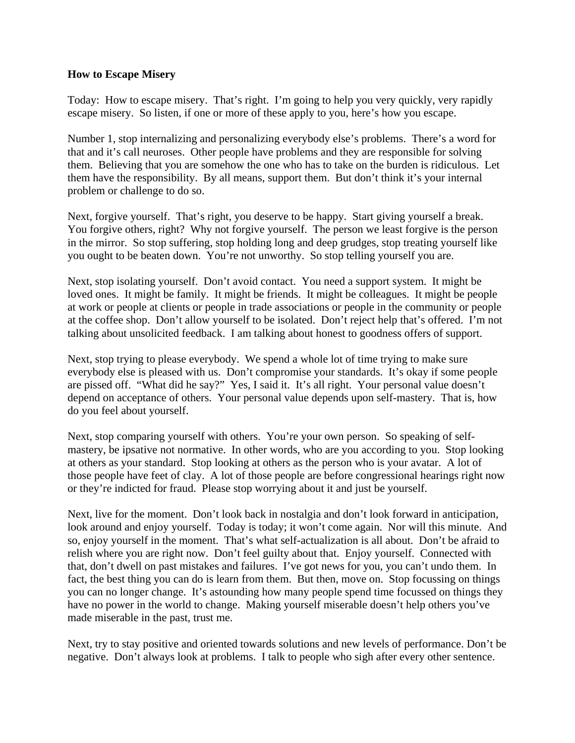**How to Escape Misery**

Today: How to escape misery. That's right. I'm going to help you very quickly, very rapidly escape misery. So listen, if one or more of these apply to you, here's how you escape.

Number 1, stop internalizing and personalizing everybody else's problems. There's a word for that and it's call neuroses. Other people have problems and they are responsible for solving them. Believing that you are somehow the one who has to take on the burden is ridiculous. Let them have the responsibility. By all means, support them. But don't think it's your internal problem or challenge to do so.

Next, forgive yourself. That's right, you deserve to be happy. Start giving yourself a break. You forgive others, right? Why not forgive yourself. The person we least forgive is the person in the mirror. So stop suffering, stop holding long and deep grudges, stop treating yourself like you ought to be beaten down. You're not unworthy. So stop telling yourself you are.

Next, stop isolating yourself. Don't avoid contact. You need a support system. It might be loved ones. It might be family. It might be friends. It might be colleagues. It might be people at work or people at clients or people in trade associations or people in the community or people at the coffee shop. Don't allow yourself to be isolated. Don't reject help that's offered. I'm not talking about unsolicited feedback. I am talking about honest to goodness offers of support.

Next, stop trying to please everybody. We spend a whole lot of time trying to make sure everybody else is pleased with us. Don't compromise your standards. It's okay if some people are pissed off. "What did he say?" Yes, I said it. It's all right. Your personal value doesn't depend on acceptance of others. Your personal value depends upon self-mastery. That is, how do you feel about yourself.

Next, stop comparing yourself with others. You're your own person. So speaking of self-mastery, be ipsative not normative. In other words, who are you according to you. Stop looking at others as your standard. Stop looking at others as the person who is your avatar. A lot of those people have feet of clay. A lot of those people are before congressional hearings right now or they're indicted for fraud. Please stop worrying about it and just be yourself.

Next, live for the moment. Don't look back in nostalgia and don't look forward in anticipation, look around and enjoy yourself. Today is today; it won't come again. Nor will this minute. And so, enjoy yourself in the moment. That's what self-actualization is all about. Don't be afraid to relish where you are right now. Don't feel guilty about that. Enjoy yourself. Connected with that, don't dwell on past mistakes and failures. I've got news for you, you can't undo them. In fact, the best thing you can do is learn from them. But then, move on. Stop focussing on things you can no longer change. It's astounding how many people spend time focussed on things they have no power in the world to change. Making yourself miserable doesn't help others you've made miserable in the past, trust me.

Next, try to stay positive and oriented towards solutions and new levels of performance. Don't be negative. Don't always look at problems. I talk to people who sigh after every other sentence.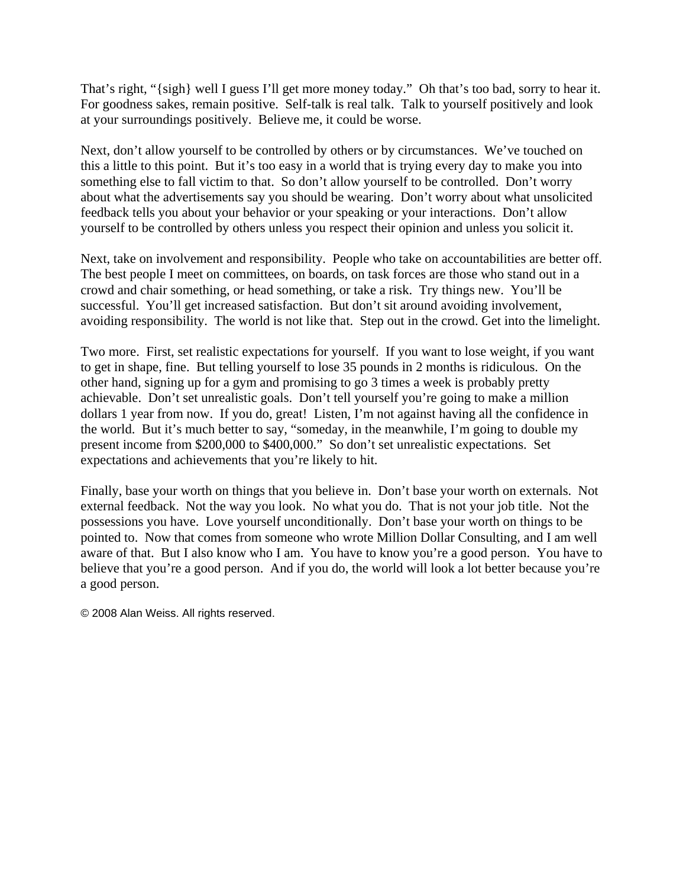That's right, "{sigh} well I guess I'll get more money today." Oh that's too bad, sorry to hear it. For goodness sakes, remain positive. Self-talk is real talk. Talk to yourself positively and look at your surroundings positively. Believe me, it could be worse.

Next, don't allow yourself to be controlled by others or by circumstances. We've touched on this a little to this point. But it's too easy in a world that is trying every day to make you into something else to fall victim to that. So don't allow yourself to be controlled. Don't worry about what the advertisements say you should be wearing. Don't worry about what unsolicited feedback tells you about your behavior or your speaking or your interactions. Don't allow yourself to be controlled by others unless you respect their opinion and unless you solicit it.

Next, take on involvement and responsibility. People who take on accountabilities are better off. The best people I meet on committees, on boards, on task forces are those who stand out in a crowd and chair something, or head something, or take a risk. Try things new. You'll be successful. You'll get increased satisfaction. But don't sit around avoiding involvement, avoiding responsibility. The world is not like that. Step out in the crowd. Get into the limelight.

Two more. First, set realistic expectations for yourself. If you want to lose weight, if you want to get in shape, fine. But telling yourself to lose 35 pounds in 2 months is ridiculous. On the other hand, signing up for a gym and promising to go 3 times a week is probably pretty achievable. Don't set unrealistic goals. Don't tell yourself you're going to make a million dollars 1 year from now. If you do, great! Listen, I'm not against having all the confidence in the world. But it's much better to say, "someday, in the meanwhile, I'm going to double my present income from $200,000 to $400,000." So don't set unrealistic expectations. Set expectations and achievements that you're likely to hit.

Finally, base your worth on things that you believe in. Don't base your worth on externals. Not external feedback. Not the way you look. No what you do. That is not your job title. Not the possessions you have. Love yourself unconditionally. Don't base your worth on things to be pointed to. Now that comes from someone who wrote Million Dollar Consulting, and I am well aware of that. But I also know who I am. You have to know you're a good person. You have to believe that you're a good person. And if you do, the world will look a lot better because you're a good person.

© 2008 Alan Weiss. All rights reserved.